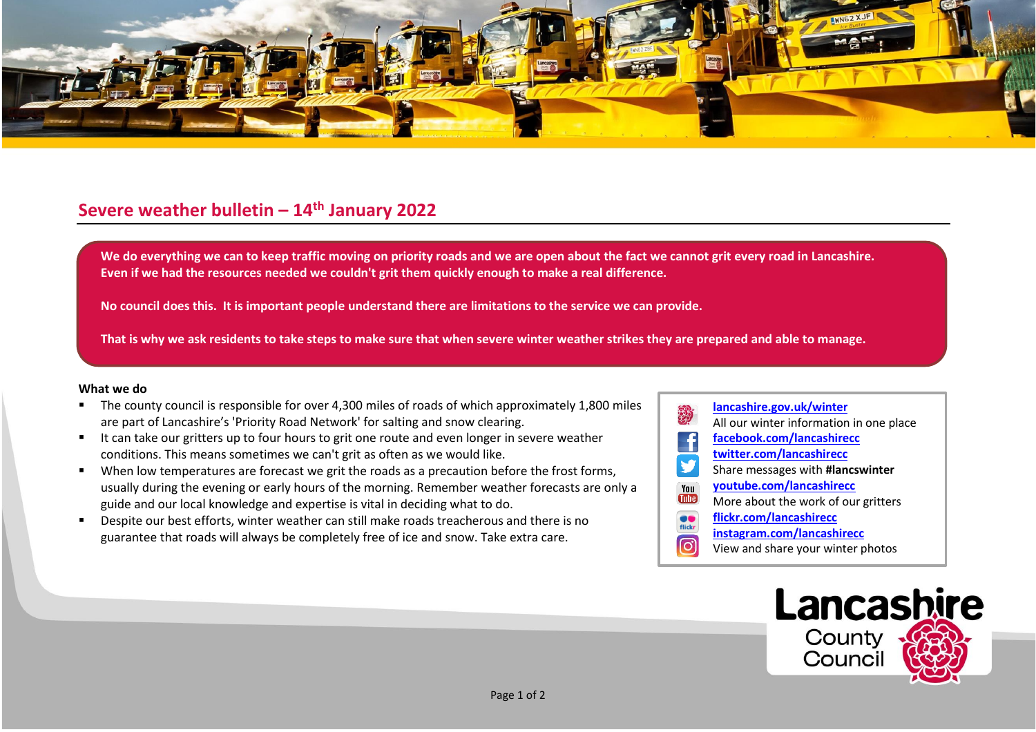# Severe weather bulletin – 14th January 2022

**We do everything we can to keep traffic moving on priority roads and we are open about the fact we cannot grit every road in Lancashire. Even if we had the resources needed we couldn't grit them quickly enough to make a real difference.**

**No council does this. It is important people understand there are limitations to the service we can provide.**

**That is why we ask residents to take steps to make sure that when severe winter weather strikes they are prepared and able to manage.**

**What we do**

- The county council is responsible for over 4,300 miles of roads of which approximately 1,800 miles are part of Lancashire's 'Priority Road Network' for salting and snow clearing.
- It can take our gritters up to four hours to grit one route and even longer in severe weather conditions. This means sometimes we can't grit as often as we would like.
- When low temperatures are forecast we grit the roads as a precaution before the frost forms, usually during the evening or early hours of the morning. Remember weather forecasts are only a guide and our local knowledge and expertise is vital in deciding what to do.
- Despite our best efforts, winter weather can still make roads treacherous and there is no guarantee that roads will always be completely free of ice and snow. Take extra care.

**lancashire.gov.uk/winter**
All our winter information in one place
**facebook.com/lancashirecc**
**twitter.com/lancashirecc**
Share messages with **#lancswinter**
**youtube.com/lancashirecc**
More about the work of our gritters
**flickr.com/lancashirecc**
**instagram.com/lancashirecc**
View and share your winter photos

Lancashire County Council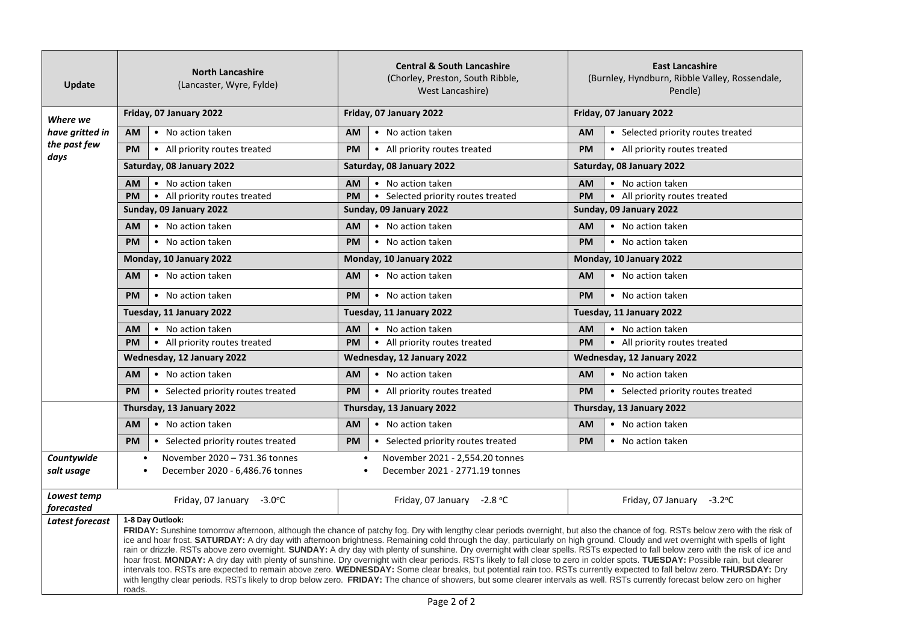| Update | North Lancashire (Lancaster, Wyre, Fylde) | | Central & South Lancashire (Chorley, Preston, South Ribble, West Lancashire) | | East Lancashire (Burnley, Hyndburn, Ribble Valley, Rossendale, Pendle) | |
|---|---|---|---|---|---|---|
| ***Where we have gritted in the past few days*** | **Friday, 07 January 2022** | | **Friday, 07 January 2022** | | **Friday, 07 January 2022** | |
| | **AM** | • No action taken | **AM** | • No action taken | **AM** | • Selected priority routes treated |
| | **PM** | • All priority routes treated | **PM** | • All priority routes treated | **PM** | • All priority routes treated |
| | **Saturday, 08 January 2022** | | **Saturday, 08 January 2022** | | **Saturday, 08 January 2022** | |
| | **AM** | • No action taken | **AM** | • No action taken | **AM** | • No action taken |
| | **PM** | • All priority routes treated | **PM** | • Selected priority routes treated | **PM** | • All priority routes treated |
| | **Sunday, 09 January 2022** | | **Sunday, 09 January 2022** | | **Sunday, 09 January 2022** | |
| | **AM** | • No action taken | **AM** | • No action taken | **AM** | • No action taken |
| | **PM** | • No action taken | **PM** | • No action taken | **PM** | • No action taken |
| | **Monday, 10 January 2022** | | **Monday, 10 January 2022** | | **Monday, 10 January 2022** | |
| | **AM** | • No action taken | **AM** | • No action taken | **AM** | • No action taken |
| | **PM** | • No action taken | **PM** | • No action taken | **PM** | • No action taken |
| | **Tuesday, 11 January 2022** | | **Tuesday, 11 January 2022** | | **Tuesday, 11 January 2022** | |
| | **AM** | • No action taken | **AM** | • No action taken | **AM** | • No action taken |
| | **PM** | • All priority routes treated | **PM** | • All priority routes treated | **PM** | • All priority routes treated |
| | **Wednesday, 12 January 2022** | | **Wednesday, 12 January 2022** | | **Wednesday, 12 January 2022** | |
| | **AM** | • No action taken | **AM** | • No action taken | **AM** | • No action taken |
| | **PM** | • Selected priority routes treated | **PM** | • All priority routes treated | **PM** | • Selected priority routes treated |
| | **Thursday, 13 January 2022** | | **Thursday, 13 January 2022** | | **Thursday, 13 January 2022** | |
| | **AM** | • No action taken | **AM** | • No action taken | **AM** | • No action taken |
| | **PM** | • Selected priority routes treated | **PM** | • Selected priority routes treated | **PM** | • No action taken |
| ***Countywide salt usage*** | • November 2020 – 731.36 tonnes<br>• December 2020 - 6,486.76 tonnes | | • November 2021 - 2,554.20 tonnes<br>• December 2021 - 2771.19 tonnes | | | |
| ***Lowest temp forecasted*** | Friday, 07 January -3.0°C | | Friday, 07 January -2.8 °C | | Friday, 07 January -3.2°C | |
| ***Latest forecast*** | **1-8 Day Outlook:**<br>**FRIDAY:** Sunshine tomorrow afternoon, although the chance of patchy fog. Dry with lengthy clear periods overnight, but also the chance of fog. RSTs below zero with the risk of ice and hoar frost. **SATURDAY:** A dry day with afternoon brightness. Remaining cold through the day, particularly on high ground. Cloudy and wet overnight with spells of light rain or drizzle. RSTs above zero overnight. **SUNDAY:** A dry day with plenty of sunshine. Dry overnight with clear spells. RSTs expected to fall below zero with the risk of ice and hoar frost. **MONDAY:** A dry day with plenty of sunshine. Dry overnight with clear periods. RSTs likely to fall close to zero in colder spots. **TUESDAY:** Possible rain, but clearer intervals too. RSTs are expected to remain above zero. **WEDNESDAY:** Some clear breaks, but potential rain too. RSTs currently expected to fall below zero. **THURSDAY:** Dry with lengthy clear periods. RSTs likely to drop below zero. **FRIDAY:** The chance of showers, but some clearer intervals as well. RSTs currently forecast below zero on higher roads. | | | | | |